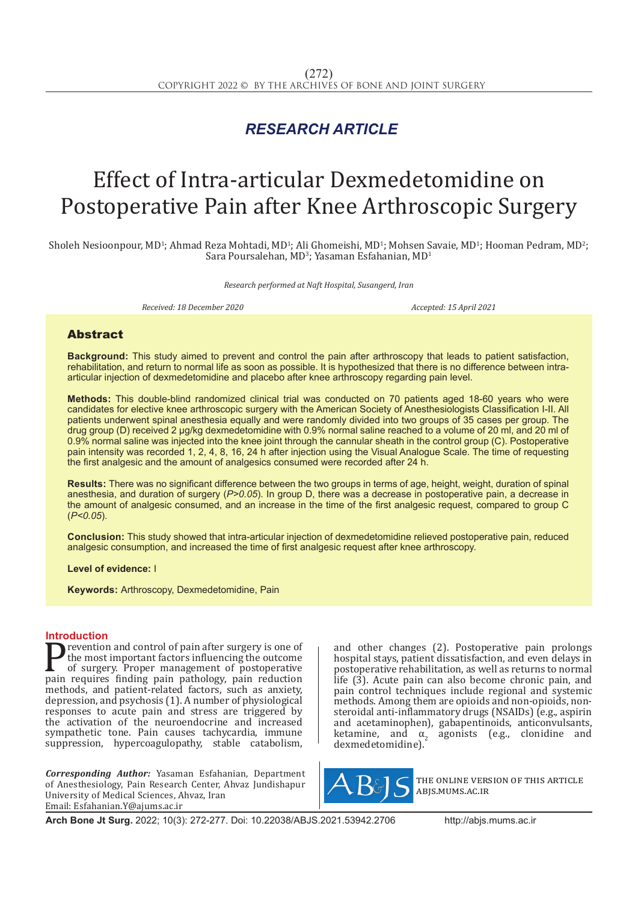*RESEARCH ARTICLE*

# Effect of Intra-articular Dexmedetomidine on Postoperative Pain after Knee Arthroscopic Surgery

Sholeh Nesioonpour, MD[1]; Ahmad Reza Mohtadi, MD[1]; Ali Ghomeishi, MD[1]; Mohsen Savaie, MD[1]; Hooman Pedram, MD[2]; Sara Poursalehan, MD[3]; Yasaman Esfahanian, MD[1]

*Research performed at Naft Hospital, Susangerd, Iran*

*Received: 18 December 2020* *Accepted: 15 April 2021*

## Abstract

**Background:** This study aimed to prevent and control the pain after arthroscopy that leads to patient satisfaction, rehabilitation, and return to normal life as soon as possible. It is hypothesized that there is no difference between intra-articular injection of dexmedetomidine and placebo after knee arthroscopy regarding pain level.

**Methods:** This double-blind randomized clinical trial was conducted on 70 patients aged 18-60 years who were candidates for elective knee arthroscopic surgery with the American Society of Anesthesiologists Classification I-II. All patients underwent spinal anesthesia equally and were randomly divided into two groups of 35 cases per group. The drug group (D) received 2 µg/kg dexmedetomidine with 0.9% normal saline reached to a volume of 20 ml, and 20 ml of 0.9% normal saline was injected into the knee joint through the cannular sheath in the control group (C). Postoperative pain intensity was recorded 1, 2, 4, 8, 16, 24 h after injection using the Visual Analogue Scale. The time of requesting the first analgesic and the amount of analgesics consumed were recorded after 24 h.

**Results:** There was no significant difference between the two groups in terms of age, height, weight, duration of spinal anesthesia, and duration of surgery (*P>0.05*). In group D, there was a decrease in postoperative pain, a decrease in the amount of analgesic consumed, and an increase in the time of the first analgesic request, compared to group C (*P<0.05*).

**Conclusion:** This study showed that intra-articular injection of dexmedetomidine relieved postoperative pain, reduced analgesic consumption, and increased the time of first analgesic request after knee arthroscopy.

**Level of evidence:** I

**Keywords:** Arthroscopy, Dexmedetomidine, Pain

## Introduction

Prevention and control of pain after surgery is one of the most important factors influencing the outcome of surgery. Proper management of postoperative pain requires finding pain pathology, pain reduction methods, and patient-related factors, such as anxiety, depression, and psychosis (1). A number of physiological responses to acute pain and stress are triggered by the activation of the neuroendocrine and increased sympathetic tone. Pain causes tachycardia, immune suppression, hypercoagulopathy, stable catabolism, and other changes (2). Postoperative pain prolongs hospital stays, patient dissatisfaction, and even delays in postoperative rehabilitation, as well as returns to normal life (3). Acute pain can also become chronic pain, and pain control techniques include regional and systemic methods. Among them are opioids and non-opioids, non-steroidal anti-inflammatory drugs (NSAIDs) (e.g., aspirin and acetaminophen), gabapentinoids, anticonvulsants, ketamine, and $\alpha_2$ agonists (e.g., clonidine and dexmedetomidine).

***Corresponding Author:*** Yasaman Esfahanian, Department of Anesthesiology, Pain Research Center, Ahvaz Jundishapur University of Medical Sciences, Ahvaz, Iran
Email: Esfahanian.Y@ajums.ac.ir

THE ONLINE VERSION OF THIS ARTICLE ABJS.MUMS.AC.IR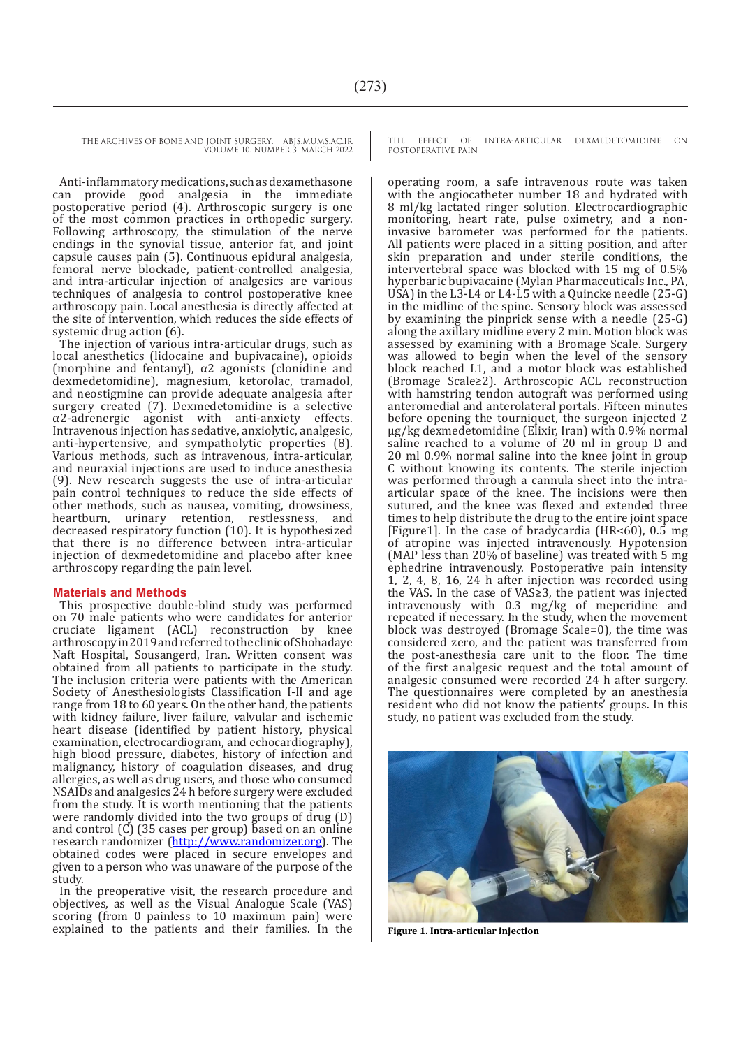Anti-inflammatory medications, such as dexamethasone can provide good analgesia in the immediate postoperative period (4). Arthroscopic surgery is one of the most common practices in orthopedic surgery. Following arthroscopy, the stimulation of the nerve endings in the synovial tissue, anterior fat, and joint capsule causes pain (5). Continuous epidural analgesia, femoral nerve blockade, patient-controlled analgesia, and intra-articular injection of analgesics are various techniques of analgesia to control postoperative knee arthroscopy pain. Local anesthesia is directly affected at the site of intervention, which reduces the side effects of systemic drug action (6).

The injection of various intra-articular drugs, such as local anesthetics (lidocaine and bupivacaine), opioids (morphine and fentanyl), α2 agonists (clonidine and dexmedetomidine), magnesium, ketorolac, tramadol, and neostigmine can provide adequate analgesia after surgery created (7). Dexmedetomidine is a selective α2-adrenergic agonist with anti-anxiety effects. Intravenous injection has sedative, anxiolytic, analgesic, anti-hypertensive, and sympatholytic properties (8). Various methods, such as intravenous, intra-articular, and neuraxial injections are used to induce anesthesia (9). New research suggests the use of intra-articular pain control techniques to reduce the side effects of other methods, such as nausea, vomiting, drowsiness, heartburn, urinary retention, restlessness, and decreased respiratory function (10). It is hypothesized that there is no difference between intra-articular injection of dexmedetomidine and placebo after knee arthroscopy regarding the pain level.

## Materials and Methods

This prospective double-blind study was performed on 70 male patients who were candidates for anterior cruciate ligament (ACL) reconstruction by knee arthroscopy in 2019 and referred to the clinic of Shohadaye Naft Hospital, Sousangerd, Iran. Written consent was obtained from all patients to participate in the study. The inclusion criteria were patients with the American Society of Anesthesiologists Classification I-II and age range from 18 to 60 years. On the other hand, the patients with kidney failure, liver failure, valvular and ischemic heart disease (identified by patient history, physical examination, electrocardiogram, and echocardiography), high blood pressure, diabetes, history of infection and malignancy, history of coagulation diseases, and drug allergies, as well as drug users, and those who consumed NSAIDs and analgesics 24 h before surgery were excluded from the study. It is worth mentioning that the patients were randomly divided into the two groups of drug (D) and control (C) (35 cases per group) based on an online research randomizer (http://www.randomizer.org). The obtained codes were placed in secure envelopes and given to a person who was unaware of the purpose of the study.

In the preoperative visit, the research procedure and objectives, as well as the Visual Analogue Scale (VAS) scoring (from 0 painless to 10 maximum pain) were explained to the patients and their families. In the operating room, a safe intravenous route was taken with the angiocatheter number 18 and hydrated with 8 ml/kg lactated ringer solution. Electrocardiographic monitoring, heart rate, pulse oximetry, and a non-invasive barometer was performed for the patients. All patients were placed in a sitting position, and after skin preparation and under sterile conditions, the intervertebral space was blocked with 15 mg of 0.5% hyperbaric bupivacaine (Mylan Pharmaceuticals Inc., PA, USA) in the L3-L4 or L4-L5 with a Quincke needle (25-G) in the midline of the spine. Sensory block was assessed by examining the pinprick sense with a needle (25-G) along the axillary midline every 2 min. Motion block was assessed by examining with a Bromage Scale. Surgery was allowed to begin when the level of the sensory block reached L1, and a motor block was established (Bromage Scale≥2). Arthroscopic ACL reconstruction with hamstring tendon autograft was performed using anteromedial and anterolateral portals. Fifteen minutes before opening the tourniquet, the surgeon injected 2 µg/kg dexmedetomidine (Elixir, Iran) with 0.9% normal saline reached to a volume of 20 ml in group D and 20 ml 0.9% normal saline into the knee joint in group C without knowing its contents. The sterile injection was performed through a cannula sheet into the intra-articular space of the knee. The incisions were then sutured, and the knee was flexed and extended three times to help distribute the drug to the entire joint space [Figure1]. In the case of bradycardia (HR<60), 0.5 mg of atropine was injected intravenously. Hypotension (MAP less than 20% of baseline) was treated with 5 mg ephedrine intravenously. Postoperative pain intensity 1, 2, 4, 8, 16, 24 h after injection was recorded using the VAS. In the case of VAS≥3, the patient was injected intravenously with 0.3 mg/kg of meperidine and repeated if necessary. In the study, when the movement block was destroyed (Bromage Scale=0), the time was considered zero, and the patient was transferred from the post-anesthesia care unit to the floor. The time of the first analgesic request and the total amount of analgesic consumed were recorded 24 h after surgery. The questionnaires were completed by an anesthesia resident who did not know the patients' groups. In this study, no patient was excluded from the study.

**Figure 1. Intra-articular injection**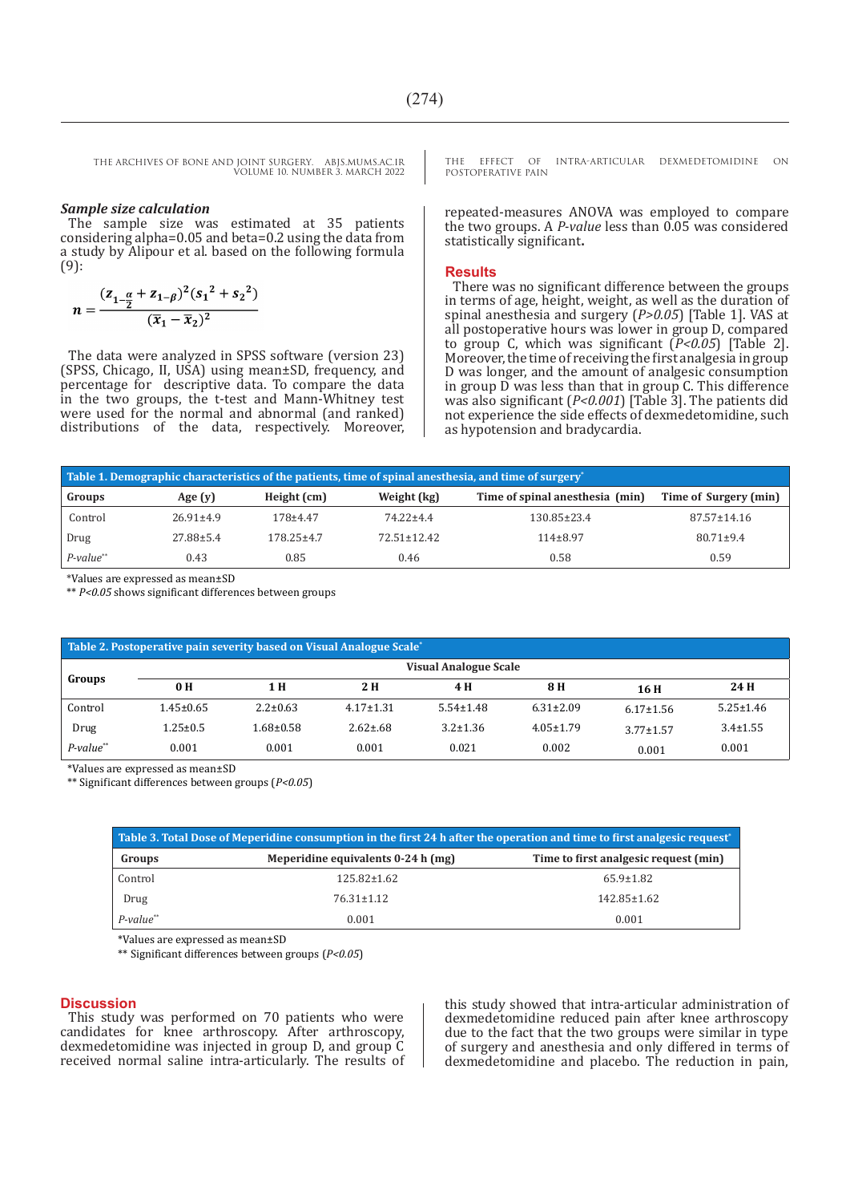### *Sample size calculation*

The sample size was estimated at 35 patients considering alpha=0.05 and beta=0.2 using the data from a study by Alipour et al. based on the following formula (9):

$$n = \frac{(z_{1-\frac{\alpha}{2}} + z_{1-\beta})^2 ({s_1}^2 + {s_2}^2)}{(\bar{x}_1 - \bar{x}_2)^2}$$

The data were analyzed in SPSS software (version 23) (SPSS, Chicago, Il, USA) using mean±SD, frequency, and percentage for descriptive data. To compare the data in the two groups, the t-test and Mann-Whitney test were used for the normal and abnormal (and ranked) distributions of the data, respectively. Moreover, repeated-measures ANOVA was employed to compare the two groups. A *P-value* less than 0.05 was considered statistically significant**.**

## Results

There was no significant difference between the groups in terms of age, height, weight, as well as the duration of spinal anesthesia and surgery (*P>0.05*) [Table 1]. VAS at all postoperative hours was lower in group D, compared to group C, which was significant (*P<0.05*) [Table 2]. Moreover, the time of receiving the first analgesia in group D was longer, and the amount of analgesic consumption in group D was less than that in group C. This difference was also significant (*P<0.001*) [Table 3]. The patients did not experience the side effects of dexmedetomidine, such as hypotension and bradycardia.

**Table 1. Demographic characteristics of the patients, time of spinal anesthesia, and time of surgery***

| Groups | Age (y) | Height (cm) | Weight (kg) | Time of spinal anesthesia (min) | Time of Surgery (min) |
|---|---|---|---|---|---|
| Control | 26.91±4.9 | 178±4.47 | 74.22±4.4 | 130.85±23.4 | 87.57±14.16 |
| Drug | 27.88±5.4 | 178.25±4.7 | 72.51±12.42 | 114±8.97 | 80.71±9.4 |
| *P-value*** | 0.43 | 0.85 | 0.46 | 0.58 | 0.59 |

*Values are expressed as mean±SD

** *P<0.05* shows significant differences between groups

**Table 2. Postoperative pain severity based on Visual Analogue Scale***

| Groups | Visual Analogue Scale | | | | | | |
|---|---|---|---|---|---|---|---|
| | 0 H | 1 H | 2 H | 4 H | 8 H | 16 H | 24 H |
| Control | 1.45±0.65 | 2.2±0.63 | 4.17±1.31 | 5.54±1.48 | 6.31±2.09 | 6.17±1.56 | 5.25±1.46 |
| Drug | 1.25±0.5 | 1.68±0.58 | 2.62±.68 | 3.2±1.36 | 4.05±1.79 | 3.77±1.57 | 3.4±1.55 |
| *P-value*** | 0.001 | 0.001 | 0.001 | 0.021 | 0.002 | 0.001 | 0.001 |

*Values are expressed as mean±SD

** Significant differences between groups (*P<0.05*)

**Table 3. Total Dose of Meperidine consumption in the first 24 h after the operation and time to first analgesic request***

| Groups | Meperidine equivalents 0-24 h (mg) | Time to first analgesic request (min) |
|---|---|---|
| Control | 125.82±1.62 | 65.9±1.82 |
| Drug | 76.31±1.12 | 142.85±1.62 |
| *P-value*** | 0.001 | 0.001 |

*Values are expressed as mean±SD

** Significant differences between groups (*P<0.05*)

## Discussion

This study was performed on 70 patients who were candidates for knee arthroscopy. After arthroscopy, dexmedetomidine was injected in group D, and group C received normal saline intra-articularly. The results of this study showed that intra-articular administration of dexmedetomidine reduced pain after knee arthroscopy due to the fact that the two groups were similar in type of surgery and anesthesia and only differed in terms of dexmedetomidine and placebo. The reduction in pain,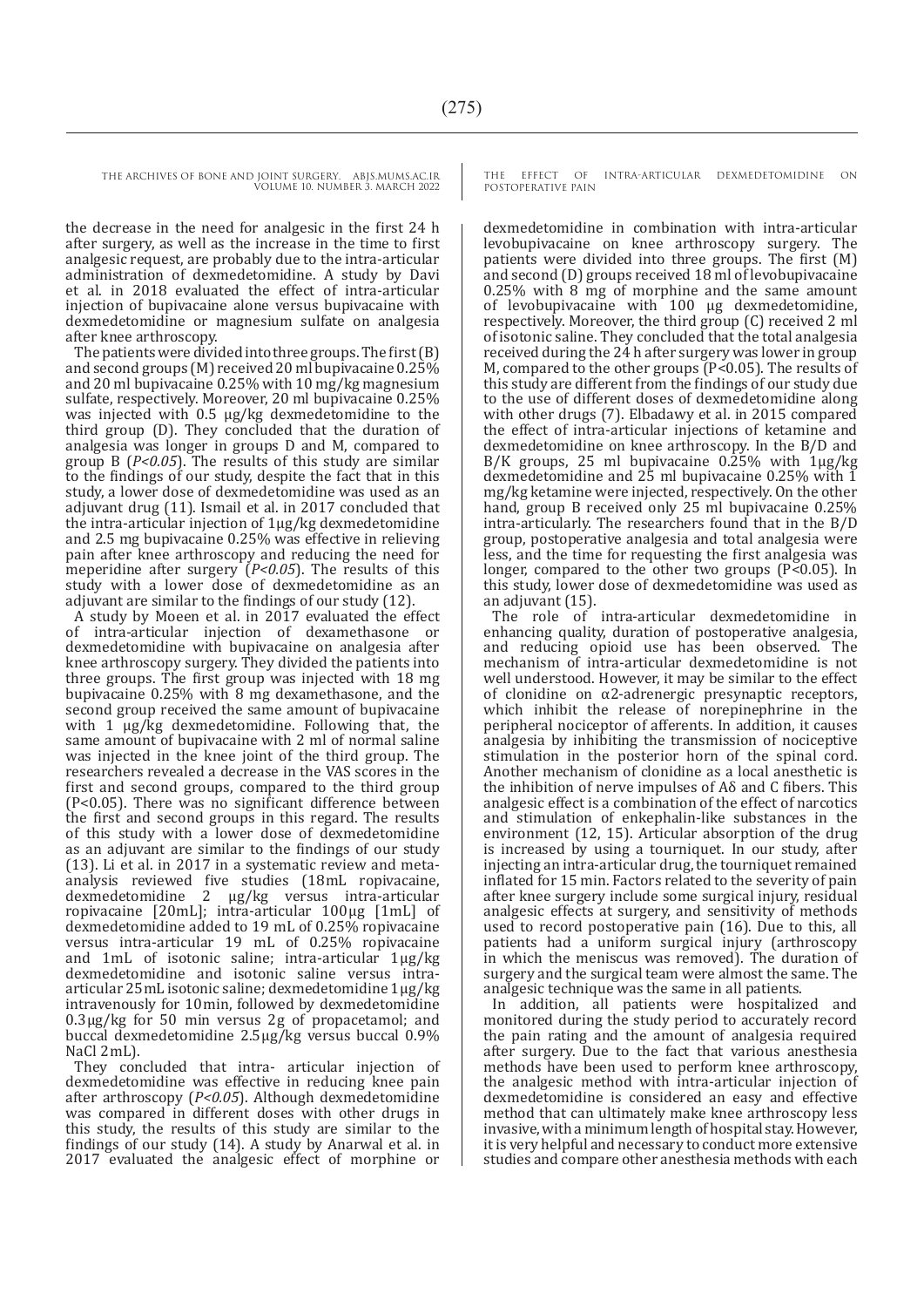the decrease in the need for analgesic in the first 24 h after surgery, as well as the increase in the time to first analgesic request, are probably due to the intra-articular administration of dexmedetomidine. A study by Davi et al. in 2018 evaluated the effect of intra-articular injection of bupivacaine alone versus bupivacaine with dexmedetomidine or magnesium sulfate on analgesia after knee arthroscopy.

The patients were divided into three groups. The first (B) and second groups (M) received 20 ml bupivacaine 0.25% and 20 ml bupivacaine 0.25% with 10 mg/kg magnesium sulfate, respectively. Moreover, 20 ml bupivacaine 0.25% was injected with 0.5 µg/kg dexmedetomidine to the third group (D). They concluded that the duration of analgesia was longer in groups D and M, compared to group B (*$P<0.05$*). The results of this study are similar to the findings of our study, despite the fact that in this study, a lower dose of dexmedetomidine was used as an adjuvant drug (11). Ismail et al. in 2017 concluded that the intra-articular injection of 1µg/kg dexmedetomidine and 2.5 mg bupivacaine 0.25% was effective in relieving pain after knee arthroscopy and reducing the need for meperidine after surgery (*$P<0.05$*). The results of this study with a lower dose of dexmedetomidine as an adjuvant are similar to the findings of our study (12).

A study by Moeen et al. in 2017 evaluated the effect of intra-articular injection of dexamethasone or dexmedetomidine with bupivacaine on analgesia after knee arthroscopy surgery. They divided the patients into three groups. The first group was injected with 18 mg bupivacaine 0.25% with 8 mg dexamethasone, and the second group received the same amount of bupivacaine with 1 µg/kg dexmedetomidine. Following that, the same amount of bupivacaine with 2 ml of normal saline was injected in the knee joint of the third group. The researchers revealed a decrease in the VAS scores in the first and second groups, compared to the third group ($P<0.05$). There was no significant difference between the first and second groups in this regard. The results of this study with a lower dose of dexmedetomidine as an adjuvant are similar to the findings of our study (13). Li et al. in 2017 in a systematic review and meta-analysis reviewed five studies (18mL ropivacaine, dexmedetomidine 2 µg/kg versus intra-articular ropivacaine [20mL]; intra-articular 100µg [1mL] of dexmedetomidine added to 19 mL of 0.25% ropivacaine versus intra-articular 19 mL of 0.25% ropivacaine and 1mL of isotonic saline; intra-articular 1µg/kg dexmedetomidine and isotonic saline versus intra-articular 25mL isotonic saline; dexmedetomidine 1µg/kg intravenously for 10min, followed by dexmedetomidine 0.3µg/kg for 50 min versus 2g of propacetamol; and buccal dexmedetomidine 2.5µg/kg versus buccal 0.9% NaCl 2mL).

They concluded that intra- articular injection of dexmedetomidine was effective in reducing knee pain after arthroscopy (*$P<0.05$*). Although dexmedetomidine was compared in different doses with other drugs in this study, the results of this study are similar to the findings of our study (14). A study by Anarwal et al. in 2017 evaluated the analgesic effect of morphine or dexmedetomidine in combination with intra-articular levobupivacaine on knee arthroscopy surgery. The patients were divided into three groups. The first (M) and second (D) groups received 18 ml of levobupivacaine 0.25% with 8 mg of morphine and the same amount of levobupivacaine with 100 µg dexmedetomidine, respectively. Moreover, the third group (C) received 2 ml of isotonic saline. They concluded that the total analgesia received during the 24 h after surgery was lower in group M, compared to the other groups ($P<0.05$). The results of this study are different from the findings of our study due to the use of different doses of dexmedetomidine along with other drugs (7). Elbadawy et al. in 2015 compared the effect of intra-articular injections of ketamine and dexmedetomidine on knee arthroscopy. In the B/D and B/K groups, 25 ml bupivacaine 0.25% with 1µg/kg dexmedetomidine and 25 ml bupivacaine 0.25% with 1 mg/kg ketamine were injected, respectively. On the other hand, group B received only 25 ml bupivacaine 0.25% intra-articularly. The researchers found that in the B/D group, postoperative analgesia and total analgesia were less, and the time for requesting the first analgesia was longer, compared to the other two groups ($P<0.05$). In this study, lower dose of dexmedetomidine was used as an adjuvant (15).

The role of intra-articular dexmedetomidine in enhancing quality, duration of postoperative analgesia, and reducing opioid use has been observed. The mechanism of intra-articular dexmedetomidine is not well understood. However, it may be similar to the effect of clonidine on α2-adrenergic presynaptic receptors, which inhibit the release of norepinephrine in the peripheral nociceptor of afferents. In addition, it causes analgesia by inhibiting the transmission of nociceptive stimulation in the posterior horn of the spinal cord. Another mechanism of clonidine as a local anesthetic is the inhibition of nerve impulses of Aδ and C fibers. This analgesic effect is a combination of the effect of narcotics and stimulation of enkephalin-like substances in the environment (12, 15). Articular absorption of the drug is increased by using a tourniquet. In our study, after injecting an intra-articular drug, the tourniquet remained inflated for 15 min. Factors related to the severity of pain after knee surgery include some surgical injury, residual analgesic effects at surgery, and sensitivity of methods used to record postoperative pain (16). Due to this, all patients had a uniform surgical injury (arthroscopy in which the meniscus was removed). The duration of surgery and the surgical team were almost the same. The analgesic technique was the same in all patients.

In addition, all patients were hospitalized and monitored during the study period to accurately record the pain rating and the amount of analgesia required after surgery. Due to the fact that various anesthesia methods have been used to perform knee arthroscopy, the analgesic method with intra-articular injection of dexmedetomidine is considered an easy and effective method that can ultimately make knee arthroscopy less invasive, with a minimum length of hospital stay. However, it is very helpful and necessary to conduct more extensive studies and compare other anesthesia methods with each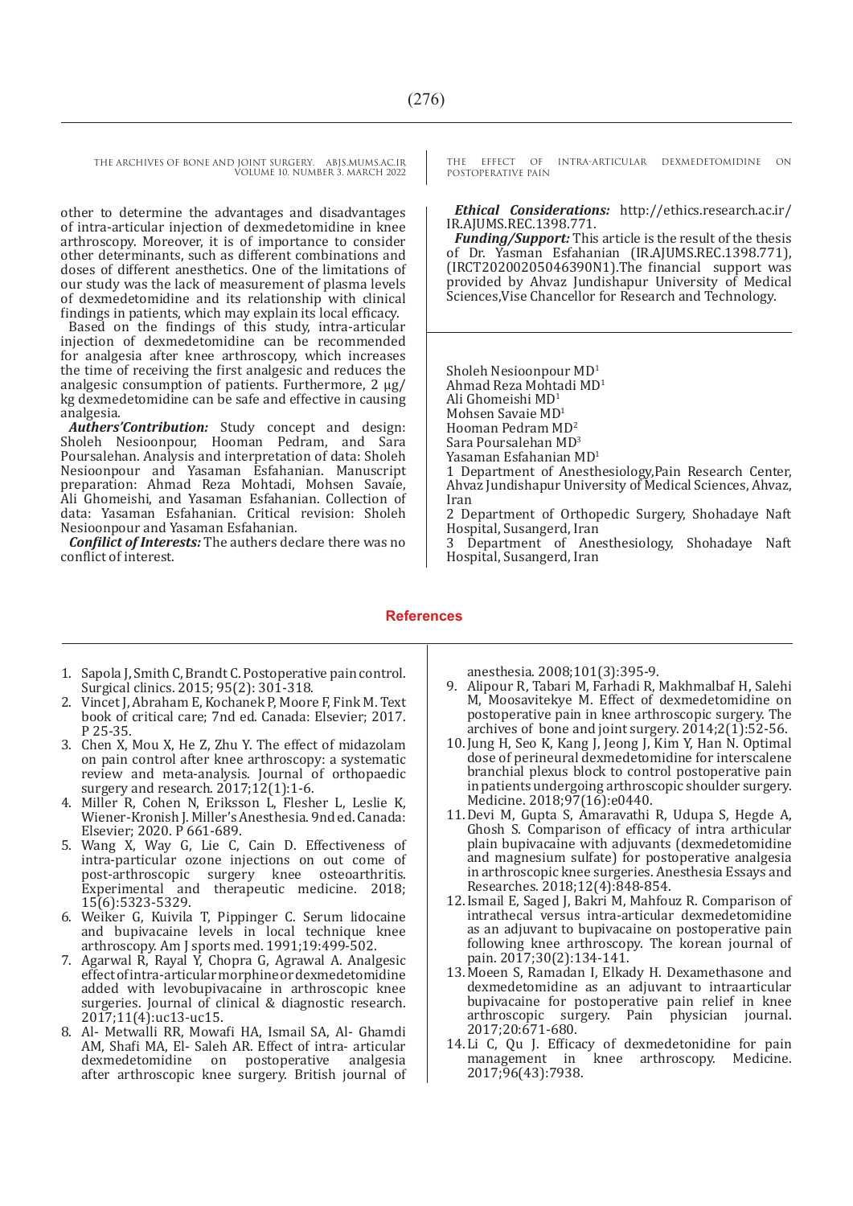other to determine the advantages and disadvantages of intra-articular injection of dexmedetomidine in knee arthroscopy. Moreover, it is of importance to consider other determinants, such as different combinations and doses of different anesthetics. One of the limitations of our study was the lack of measurement of plasma levels of dexmedetomidine and its relationship with clinical findings in patients, which may explain its local efficacy.

Based on the findings of this study, intra-articular injection of dexmedetomidine can be recommended for analgesia after knee arthroscopy, which increases the time of receiving the first analgesic and reduces the analgesic consumption of patients. Furthermore, 2 µg/kg dexmedetomidine can be safe and effective in causing analgesia.

***Authers'Contribution:*** Study concept and design: Sholeh Nesioonpour, Hooman Pedram, and Sara Poursalehan. Analysis and interpretation of data: Sholeh Nesioonpour and Yasaman Esfahanian. Manuscript preparation: Ahmad Reza Mohtadi, Mohsen Savaie, Ali Ghomeishi, and Yasaman Esfahanian. Collection of data: Yasaman Esfahanian. Critical revision: Sholeh Nesioonpour and Yasaman Esfahanian.

***Confilict of Interests:*** The authers declare there was no conflict of interest.

***Ethical Considerations:*** http://ethics.research.ac.ir/IR.AJUMS.REC.1398.771.

***Funding/Support:*** This article is the result of the thesis of Dr. Yasman Esfahanian (IR.AJUMS.REC.1398.771), (IRCT20200205046390N1).The financial support was provided by Ahvaz Jundishapur University of Medical Sciences,Vise Chancellor for Research and Technology.

Sholeh Nesioonpour MD[1]
Ahmad Reza Mohtadi MD[1]
Ali Ghomeishi MD[1]
Mohsen Savaie MD[1]
Hooman Pedram MD[2]
Sara Poursalehan MD[3]
Yasaman Esfahanian MD[1]

1 Department of Anesthesiology,Pain Research Center, Ahvaz Jundishapur University of Medical Sciences, Ahvaz, Iran

2 Department of Orthopedic Surgery, Shohadaye Naft Hospital, Susangerd, Iran

3 Department of Anesthesiology, Shohadaye Naft Hospital, Susangerd, Iran

## References

1. Sapola J, Smith C, Brandt C. Postoperative pain control. Surgical clinics. 2015; 95(2): 301-318.
2. Vincet J, Abraham E, Kochanek P, Moore F, Fink M. Text book of critical care; 7nd ed. Canada: Elsevier; 2017. P 25-35.
3. Chen X, Mou X, He Z, Zhu Y. The effect of midazolam on pain control after knee arthroscopy: a systematic review and meta-analysis. Journal of orthopaedic surgery and research. 2017;12(1):1-6.
4. Miller R, Cohen N, Eriksson L, Flesher L, Leslie K, Wiener-Kronish J. Miller's Anesthesia. 9nd ed. Canada: Elsevier; 2020. P 661-689.
5. Wang X, Way G, Lie C, Cain D. Effectiveness of intra-particular ozone injections on out come of post-arthroscopic surgery knee osteoarthritis. Experimental and therapeutic medicine. 2018; 15(6):5323-5329.
6. Weiker G, Kuivila T, Pippinger C. Serum lidocaine and bupivacaine levels in local technique knee arthroscopy. Am J sports med. 1991;19:499-502.
7. Agarwal R, Rayal Y, Chopra G, Agrawal A. Analgesic effect of intra-articular morphine or dexmedetomidine added with levobupivacaine in arthroscopic knee surgeries. Journal of clinical & diagnostic research. 2017;11(4):uc13-uc15.
8. Al- Metwalli RR, Mowafi HA, Ismail SA, Al- Ghamdi AM, Shafi MA, El- Saleh AR. Effect of intra- articular dexmedetomidine on postoperative analgesia after arthroscopic knee surgery. British journal of anesthesia. 2008;101(3):395-9.
9. Alipour R, Tabari M, Farhadi R, Makhmalbaf H, Salehi M, Moosavitekye M. Effect of dexmedetomidine on postoperative pain in knee arthroscopic surgery. The archives of bone and joint surgery. 2014;2(1):52-56.
10. Jung H, Seo K, Kang J, Jeong J, Kim Y, Han N. Optimal dose of perineural dexmedetomidine for interscalene branchial plexus block to control postoperative pain in patients undergoing arthroscopic shoulder surgery. Medicine. 2018;97(16):e0440.
11. Devi M, Gupta S, Amaravathi R, Udupa S, Hegde A, Ghosh S. Comparison of efficacy of intra arthicular plain bupivacaine with adjuvants (dexmedetomidine and magnesium sulfate) for postoperative analgesia in arthroscopic knee surgeries. Anesthesia Essays and Researches. 2018;12(4):848-854.
12. Ismail E, Saged J, Bakri M, Mahfouz R. Comparison of intrathecal versus intra-articular dexmedetomidine as an adjuvant to bupivacaine on postoperative pain following knee arthroscopy. The korean journal of pain. 2017;30(2):134-141.
13. Moeen S, Ramadan I, Elkady H. Dexamethasone and dexmedetomidine as an adjuvant to intraarticular bupivacaine for postoperative pain relief in knee arthroscopic surgery. Pain physician journal. 2017;20:671-680.
14. Li C, Qu J. Efficacy of dexmedetonidine for pain management in knee arthroscopy. Medicine. 2017;96(43):7938.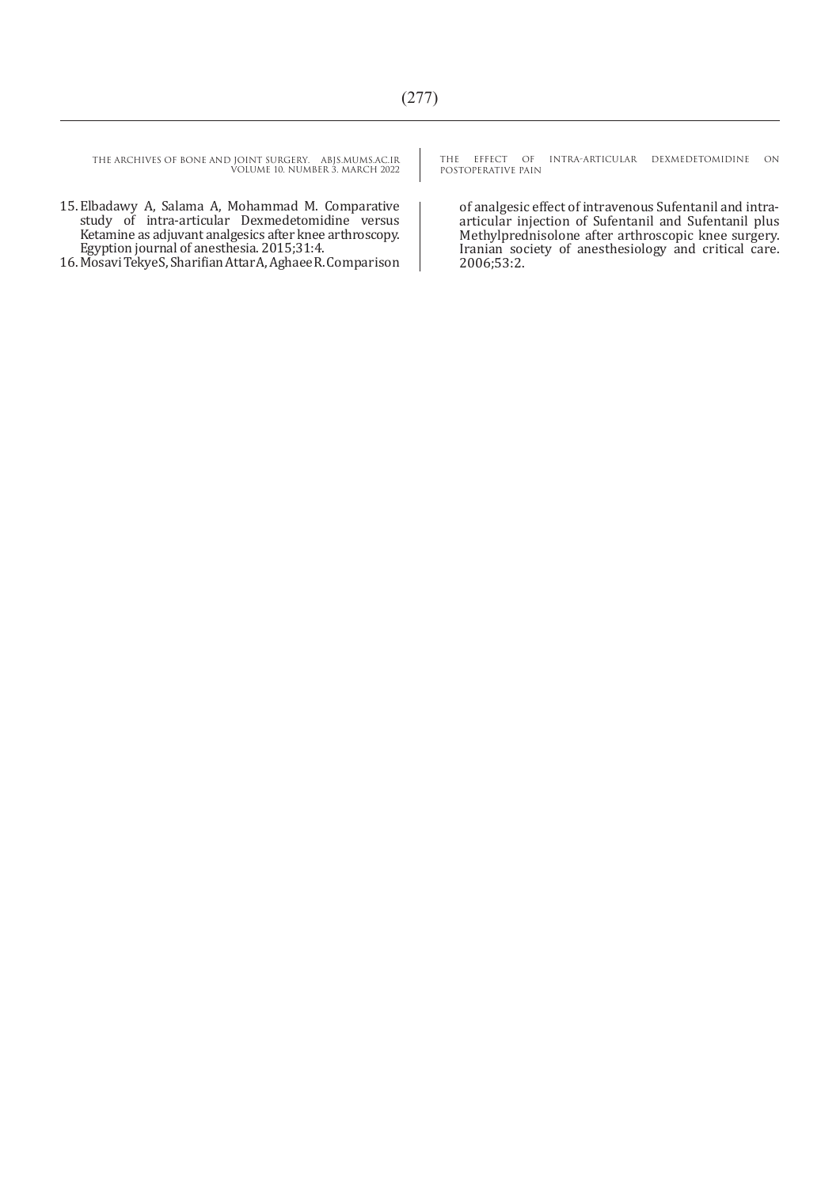15. Elbadawy A, Salama A, Mohammad M. Comparative study of intra-articular Dexmedetomidine versus Ketamine as adjuvant analgesics after knee arthroscopy. Egyption journal of anesthesia. 2015;31:4.
16. Mosavi Tekye S, Sharifian Attar A, Aghaee R. Comparison of analgesic effect of intravenous Sufentanil and intra-articular injection of Sufentanil and Sufentanil plus Methylprednisolone after arthroscopic knee surgery. Iranian society of anesthesiology and critical care. 2006;53:2.